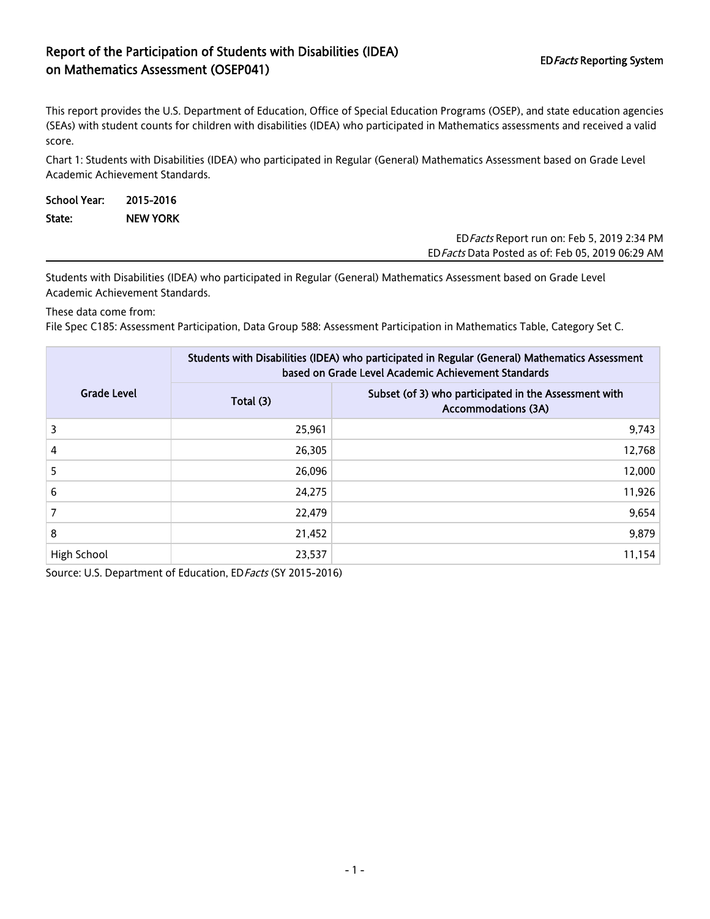# Report of the Participation of Students with Disabilities (IDEA) on Mathematics Assessment (OSEP041)

ED*Facts* Reporting System

This report provides the U.S. Department of Education, Office of Special Education Programs (OSEP), and state education agencies (SEAs) with student counts for children with disabilities (IDEA) who participated in Mathematics assessments and received a valid score.

Chart 1: Students with Disabilities (IDEA) who participated in Regular (General) Mathematics Assessment based on Grade Level Academic Achievement Standards.

**School Year:** 2015-2016

**State:** NEW YORK

ED*Facts* Report run on: Feb 5, 2019 2:34 PM
ED*Facts* Data Posted as of: Feb 05, 2019 06:29 AM

---

Students with Disabilities (IDEA) who participated in Regular (General) Mathematics Assessment based on Grade Level Academic Achievement Standards.

These data come from:
File Spec C185: Assessment Participation, Data Group 588: Assessment Participation in Mathematics Table, Category Set C.

| Grade Level | Students with Disabilities (IDEA) who participated in Regular (General) Mathematics Assessment based on Grade Level Academic Achievement Standards | |
|---|---|---|
| | Total (3) | Subset (of 3) who participated in the Assessment with Accommodations (3A) |
| 3 | 25,961 | 9,743 |
| 4 | 26,305 | 12,768 |
| 5 | 26,096 | 12,000 |
| 6 | 24,275 | 11,926 |
| 7 | 22,479 | 9,654 |
| 8 | 21,452 | 9,879 |
| High School | 23,537 | 11,154 |

Source: U.S. Department of Education, ED*Facts* (SY 2015-2016)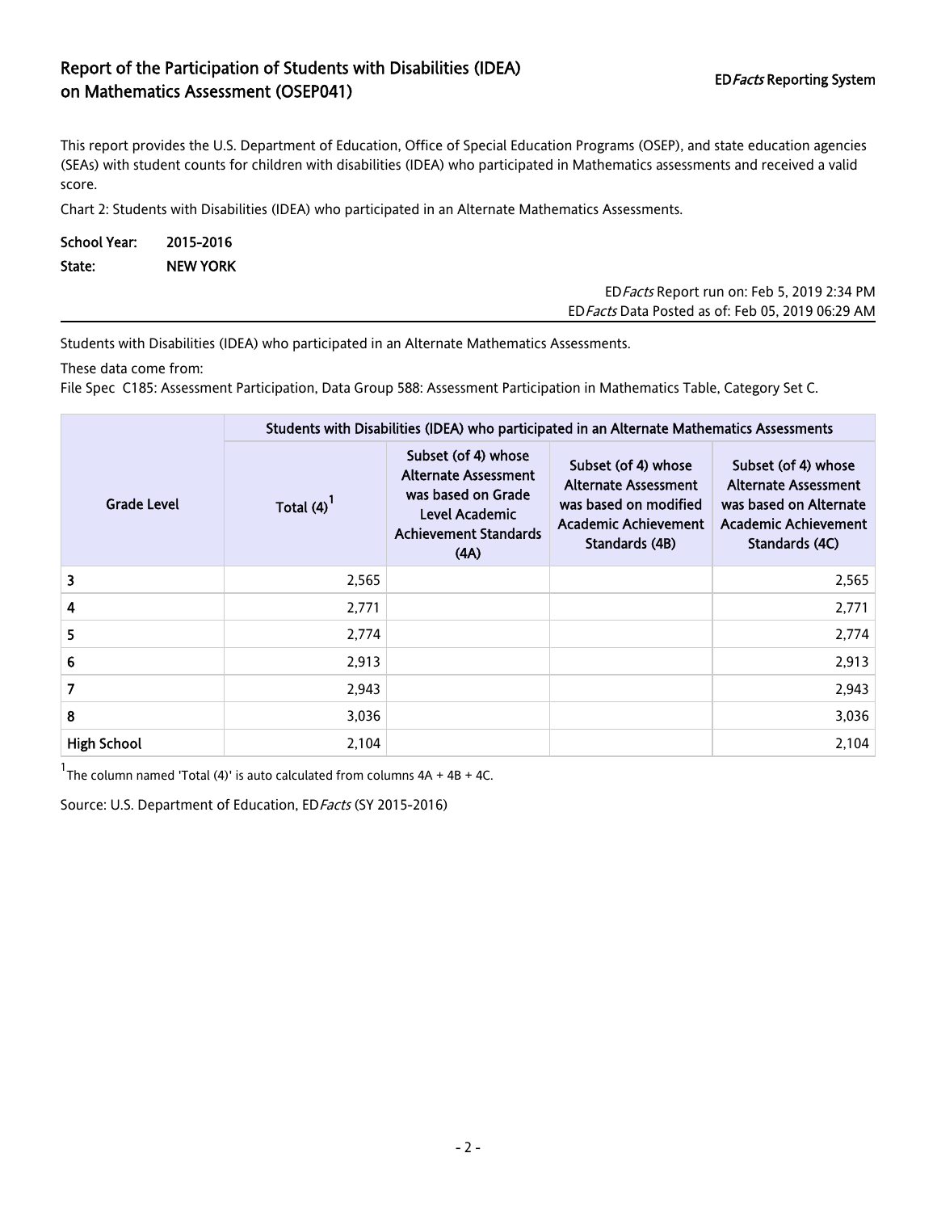# Report of the Participation of Students with Disabilities (IDEA) on Mathematics Assessment (OSEP041)

ED*Facts* Reporting System

This report provides the U.S. Department of Education, Office of Special Education Programs (OSEP), and state education agencies (SEAs) with student counts for children with disabilities (IDEA) who participated in Mathematics assessments and received a valid score.

Chart 2: Students with Disabilities (IDEA) who participated in an Alternate Mathematics Assessments.

**School Year:** 2015-2016

**State:** NEW YORK

ED*Facts* Report run on: Feb 5, 2019 2:34 PM
ED*Facts* Data Posted as of: Feb 05, 2019 06:29 AM

Students with Disabilities (IDEA) who participated in an Alternate Mathematics Assessments.

These data come from:

File Spec C185: Assessment Participation, Data Group 588: Assessment Participation in Mathematics Table, Category Set C.

| Grade Level | Students with Disabilities (IDEA) who participated in an Alternate Mathematics Assessments | | | |
|---|---|---|---|---|
| | Total (4)[1] | Subset (of 4) whose Alternate Assessment was based on Grade Level Academic Achievement Standards (4A) | Subset (of 4) whose Alternate Assessment was based on modified Academic Achievement Standards (4B) | Subset (of 4) whose Alternate Assessment was based on Alternate Academic Achievement Standards (4C) |
| 3 | 2,565 | | | 2,565 |
| 4 | 2,771 | | | 2,771 |
| 5 | 2,774 | | | 2,774 |
| 6 | 2,913 | | | 2,913 |
| 7 | 2,943 | | | 2,943 |
| 8 | 3,036 | | | 3,036 |
| High School | 2,104 | | | 2,104 |

[1] The column named 'Total (4)' is auto calculated from columns 4A + 4B + 4C.

Source: U.S. Department of Education, ED*Facts* (SY 2015-2016)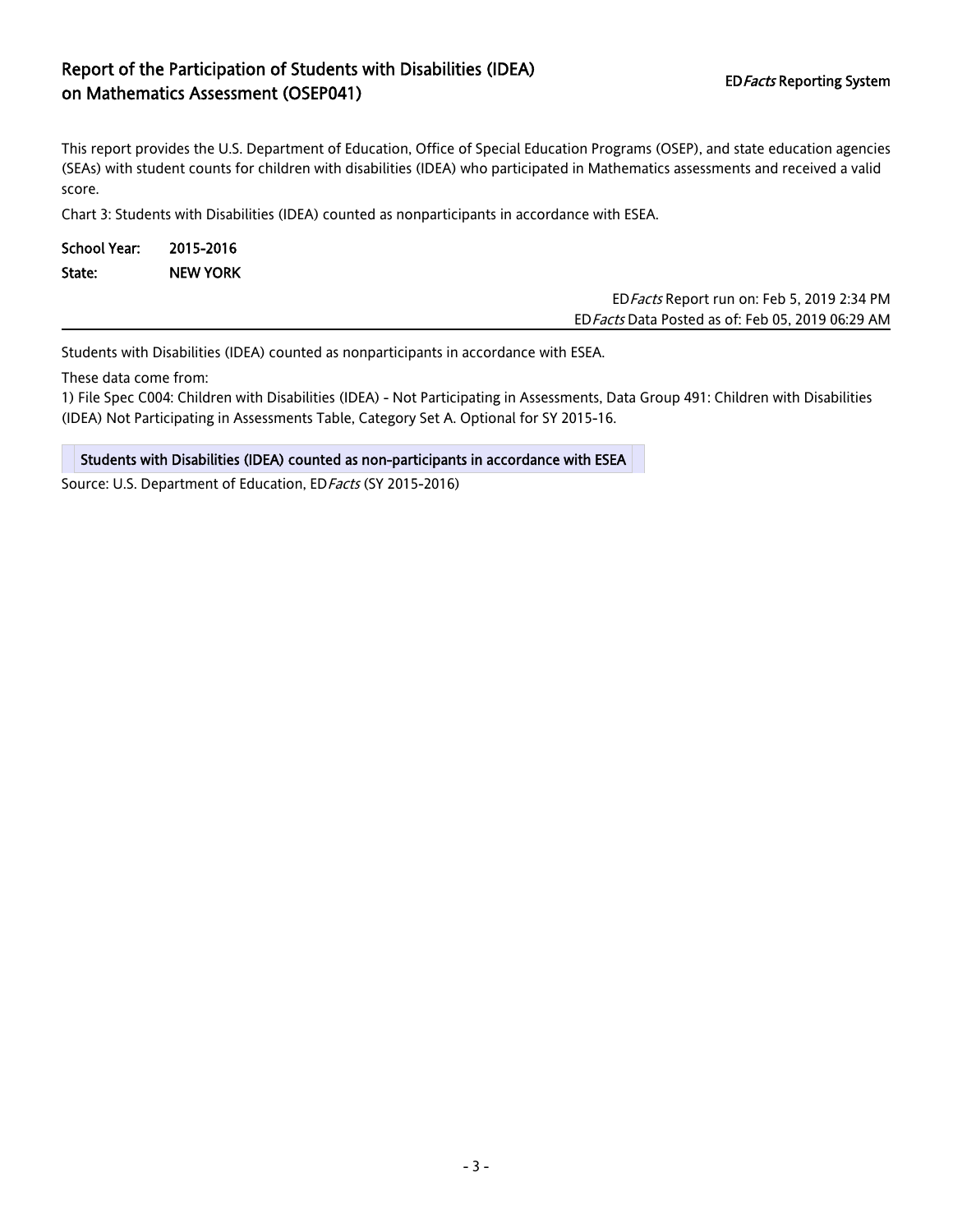# Report of the Participation of Students with Disabilities (IDEA) on Mathematics Assessment (OSEP041)

**ED*Facts* Reporting System**

This report provides the U.S. Department of Education, Office of Special Education Programs (OSEP), and state education agencies (SEAs) with student counts for children with disabilities (IDEA) who participated in Mathematics assessments and received a valid score.

Chart 3: Students with Disabilities (IDEA) counted as nonparticipants in accordance with ESEA.

**School Year:** 2015-2016

**State:** NEW YORK

ED*Facts* Report run on: Feb 5, 2019 2:34 PM

ED*Facts* Data Posted as of: Feb 05, 2019 06:29 AM

---

Students with Disabilities (IDEA) counted as nonparticipants in accordance with ESEA.

These data come from:

1) File Spec C004: Children with Disabilities (IDEA) - Not Participating in Assessments, Data Group 491: Children with Disabilities (IDEA) Not Participating in Assessments Table, Category Set A. Optional for SY 2015-16.

| Students with Disabilities (IDEA) counted as non-participants in accordance with ESEA |
| --- |

Source: U.S. Department of Education, ED*Facts* (SY 2015-2016)